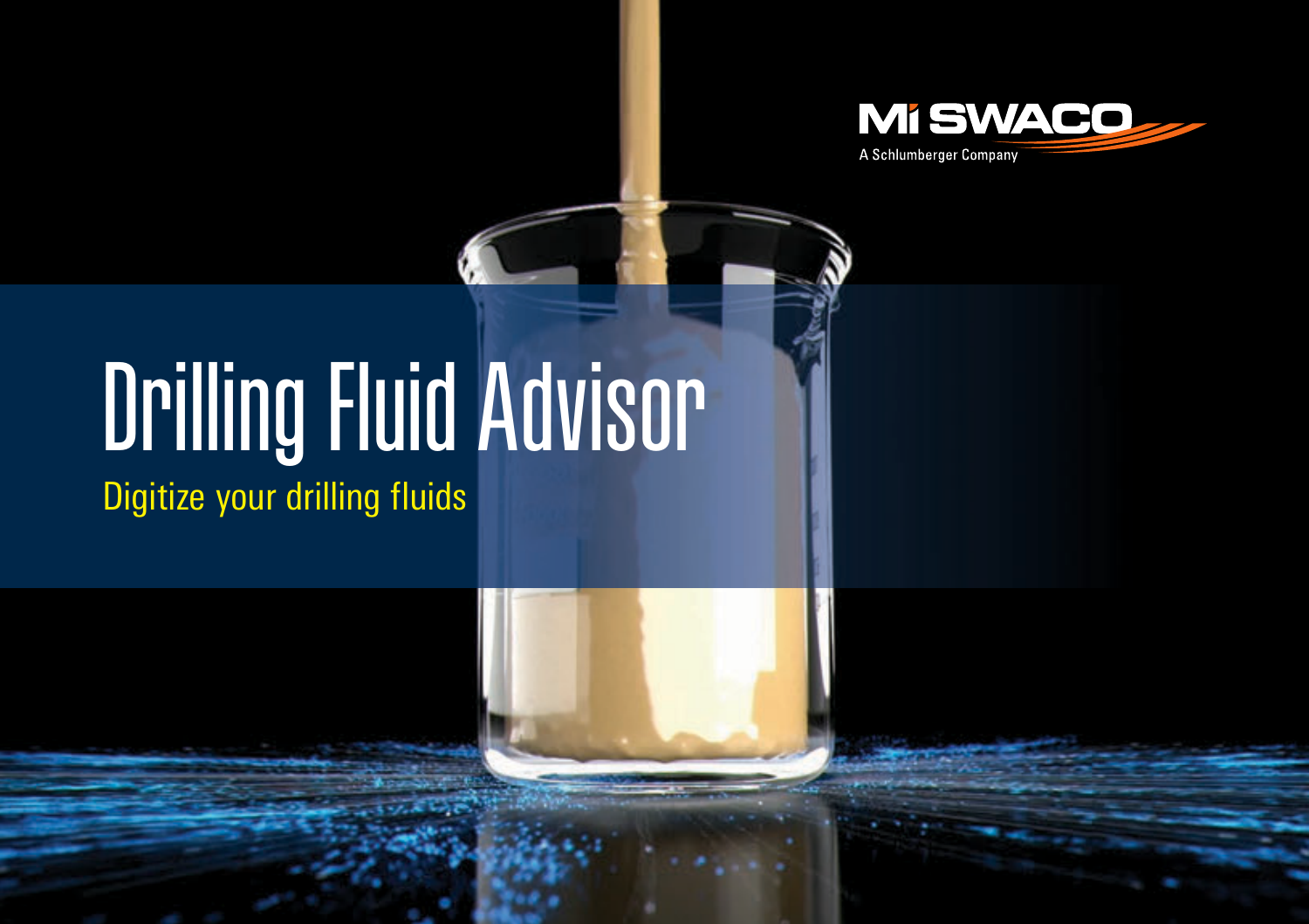MI SWACO

A Schlumberger Company

# Drilling Fluid Advisor

## Digitize your drilling fluids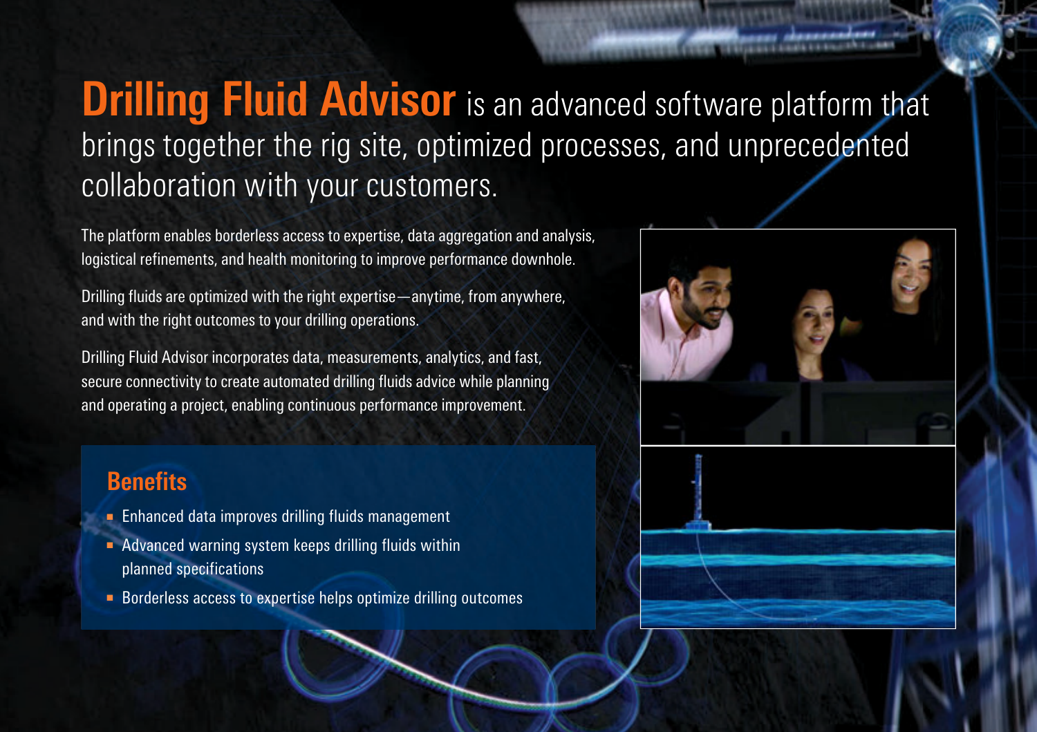**Drilling Fluid Advisor** is an advanced software platform that brings together the rig site, optimized processes, and unprecedented collaboration with your customers.

The platform enables borderless access to expertise, data aggregation and analysis, logistical refinements, and health monitoring to improve performance downhole.

Drilling fluids are optimized with the right expertise—anytime, from anywhere, and with the right outcomes to your drilling operations.

Drilling Fluid Advisor incorporates data, measurements, analytics, and fast, secure connectivity to create automated drilling fluids advice while planning and operating a project, enabling continuous performance improvement.

## Benefits

- Enhanced data improves drilling fluids management
- Advanced warning system keeps drilling fluids within planned specifications
- Borderless access to expertise helps optimize drilling outcomes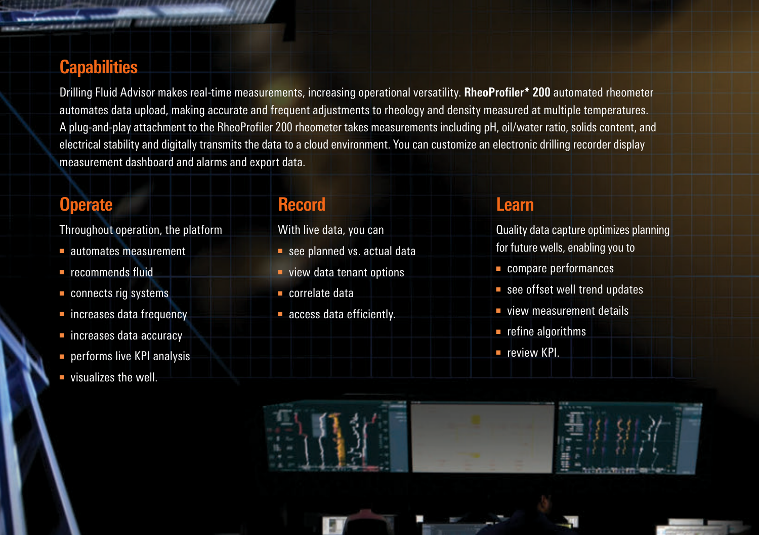## Capabilities

Drilling Fluid Advisor makes real-time measurements, increasing operational versatility. **RheoProfiler* 200** automated rheometer automates data upload, making accurate and frequent adjustments to rheology and density measured at multiple temperatures. A plug-and-play attachment to the RheoProfiler 200 rheometer takes measurements including pH, oil/water ratio, solids content, and electrical stability and digitally transmits the data to a cloud environment. You can customize an electronic drilling recorder display measurement dashboard and alarms and export data.

## Operate

Throughout operation, the platform

- automates measurement
- recommends fluid
- connects rig systems
- increases data frequency
- increases data accuracy
- performs live KPI analysis
- visualizes the well.

## Record

With live data, you can

- see planned vs. actual data
- view data tenant options
- correlate data
- access data efficiently.

## Learn

Quality data capture optimizes planning for future wells, enabling you to

- compare performances
- see offset well trend updates
- view measurement details
- refine algorithms
- review KPI.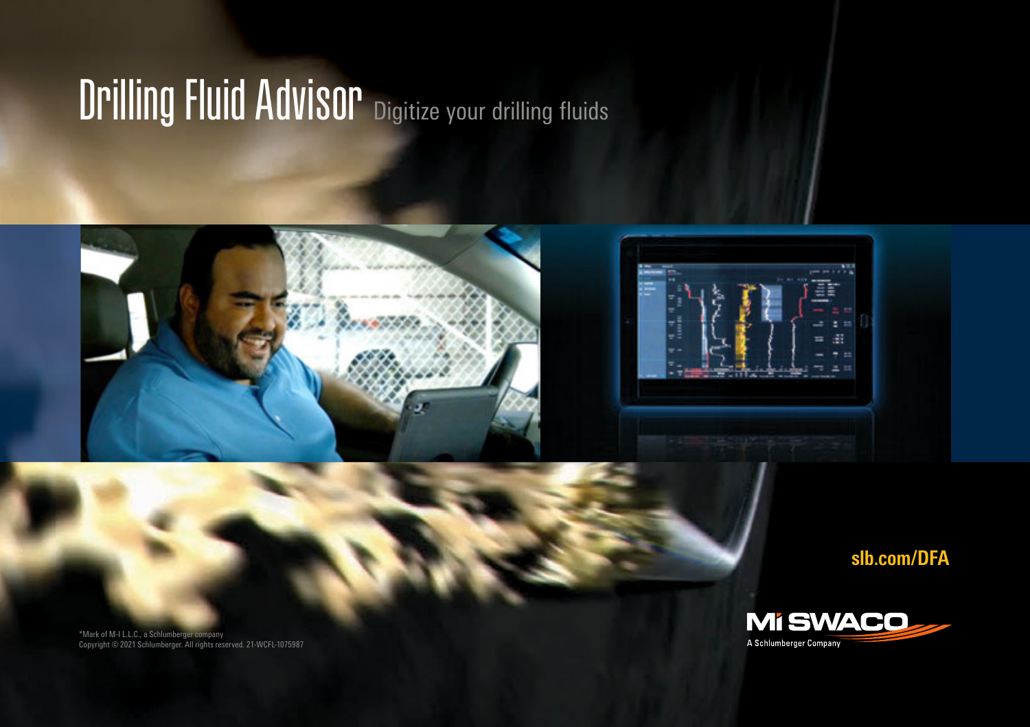# Drilling Fluid Advisor Digitize your drilling fluids

slb.com/DFA

\*Mark of M-I L.L.C., a Schlumberger company
Copyright © 2021 Schlumberger. All rights reserved. 21-WCFL-1075987

MI SWACO
A Schlumberger Company